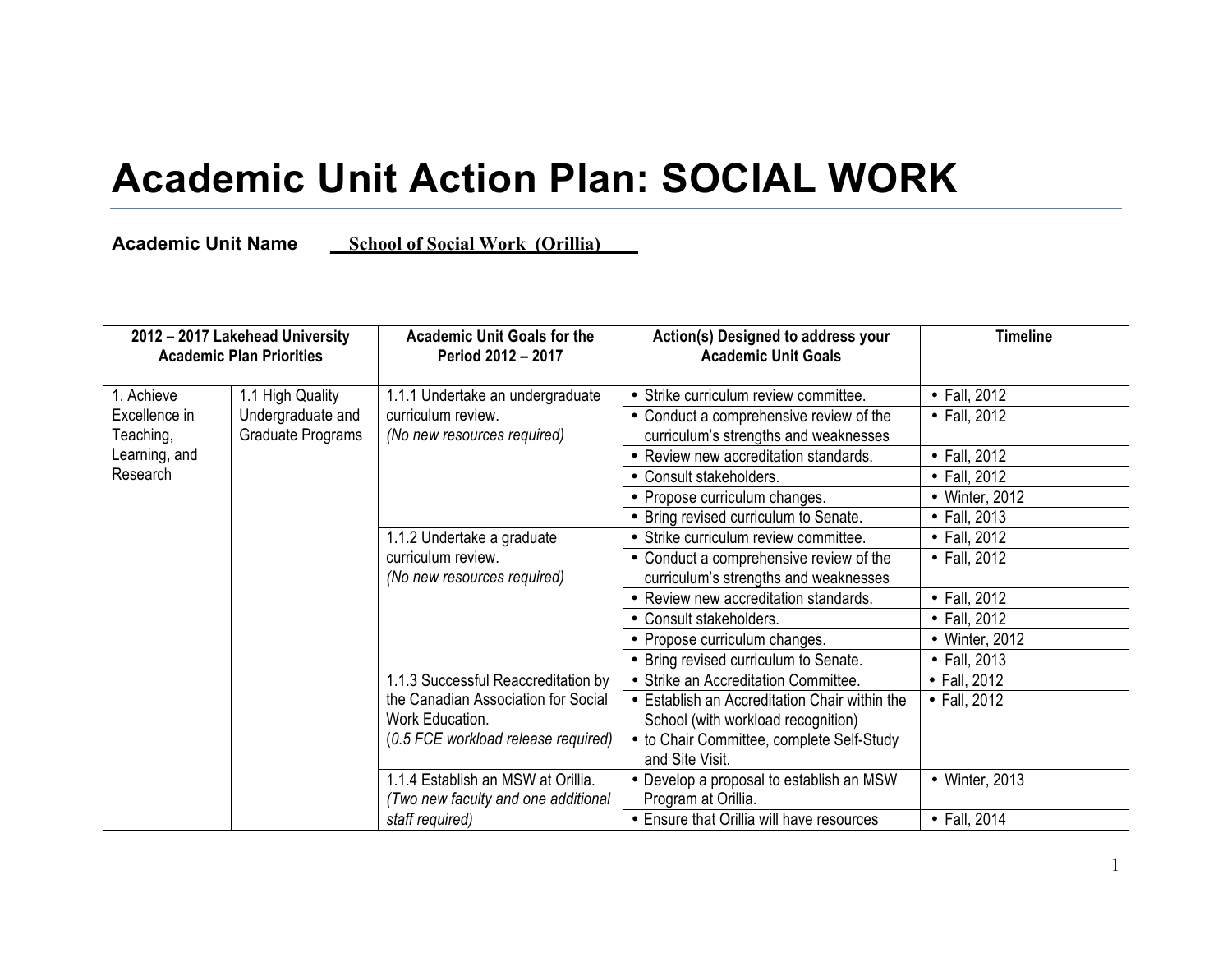# Academic Unit Action Plan: SOCIAL WORK

**Academic Unit Name** **School of Social Work (Orillia)**

| 2012 – 2017 Lakehead University Academic Plan Priorities | | Academic Unit Goals for the Period 2012 – 2017 | Action(s) Designed to address your Academic Unit Goals | Timeline |
|---|---|---|---|---|
| 1. Achieve Excellence in Teaching, Learning, and Research | 1.1 High Quality Undergraduate and Graduate Programs | 1.1.1 Undertake an undergraduate curriculum review. *(No new resources required)* | • Strike curriculum review committee. | • Fall, 2012 |
| | | | • Conduct a comprehensive review of the curriculum's strengths and weaknesses | • Fall, 2012 |
| | | | • Review new accreditation standards. | • Fall, 2012 |
| | | | • Consult stakeholders. | • Fall, 2012 |
| | | | • Propose curriculum changes. | • Winter, 2012 |
| | | | • Bring revised curriculum to Senate. | • Fall, 2013 |
| | | 1.1.2 Undertake a graduate curriculum review. *(No new resources required)* | • Strike curriculum review committee. | • Fall, 2012 |
| | | | • Conduct a comprehensive review of the curriculum's strengths and weaknesses | • Fall, 2012 |
| | | | • Review new accreditation standards. | • Fall, 2012 |
| | | | • Consult stakeholders. | • Fall, 2012 |
| | | | • Propose curriculum changes. | • Winter, 2012 |
| | | | • Bring revised curriculum to Senate. | • Fall, 2013 |
| | | 1.1.3 Successful Reaccreditation by the Canadian Association for Social Work Education. (*0.5 FCE workload release required)* | • Strike an Accreditation Committee. | • Fall, 2012 |
| | | | • Establish an Accreditation Chair within the School (with workload recognition) • to Chair Committee, complete Self-Study and Site Visit. | • Fall, 2012 |
| | | 1.1.4 Establish an MSW at Orillia. *(Two new faculty and one additional staff required)* | • Develop a proposal to establish an MSW Program at Orillia. | • Winter, 2013 |
| | | | • Ensure that Orillia will have resources | • Fall, 2014 |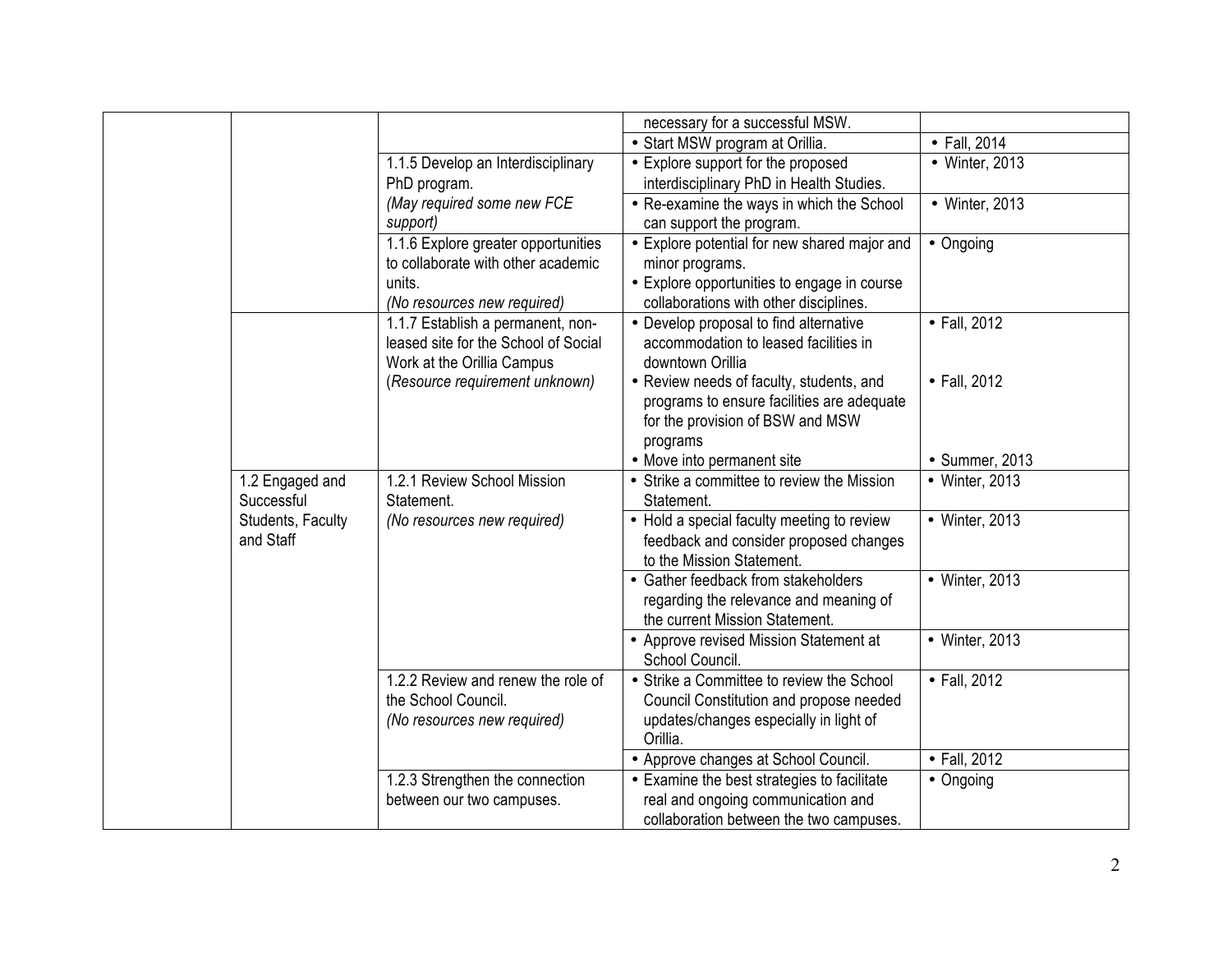| | | | | |
|---|---|---|---|---|
| | | | necessary for a successful MSW. | |
| | | | • Start MSW program at Orillia. | • Fall, 2014 |
| | | 1.1.5 Develop an Interdisciplinary PhD program. *(May required some new FCE support)* | • Explore support for the proposed interdisciplinary PhD in Health Studies. | • Winter, 2013 |
| | | | • Re-examine the ways in which the School can support the program. | • Winter, 2013 |
| | | 1.1.6 Explore greater opportunities to collaborate with other academic units. *(No resources new required)* | • Explore potential for new shared major and minor programs.<br>• Explore opportunities to engage in course collaborations with other disciplines. | • Ongoing |
| | | 1.1.7 Establish a permanent, non-leased site for the School of Social Work at the Orillia Campus (*Resource requirement unknown)* | • Develop proposal to find alternative accommodation to leased facilities in downtown Orillia<br>• Review needs of faculty, students, and programs to ensure facilities are adequate for the provision of BSW and MSW programs<br>• Move into permanent site | • Fall, 2012<br><br>• Fall, 2012<br><br>• Summer, 2013 |
| | 1.2 Engaged and Successful Students, Faculty and Staff | 1.2.1 Review School Mission Statement. *(No resources new required)* | • Strike a committee to review the Mission Statement. | • Winter, 2013 |
| | | | • Hold a special faculty meeting to review feedback and consider proposed changes to the Mission Statement. | • Winter, 2013 |
| | | | • Gather feedback from stakeholders regarding the relevance and meaning of the current Mission Statement. | • Winter, 2013 |
| | | | • Approve revised Mission Statement at School Council. | • Winter, 2013 |
| | | 1.2.2 Review and renew the role of the School Council. *(No resources new required)* | • Strike a Committee to review the School Council Constitution and propose needed updates/changes especially in light of Orillia. | • Fall, 2012 |
| | | | • Approve changes at School Council. | • Fall, 2012 |
| | | 1.2.3 Strengthen the connection between our two campuses. | • Examine the best strategies to facilitate real and ongoing communication and collaboration between the two campuses. | • Ongoing |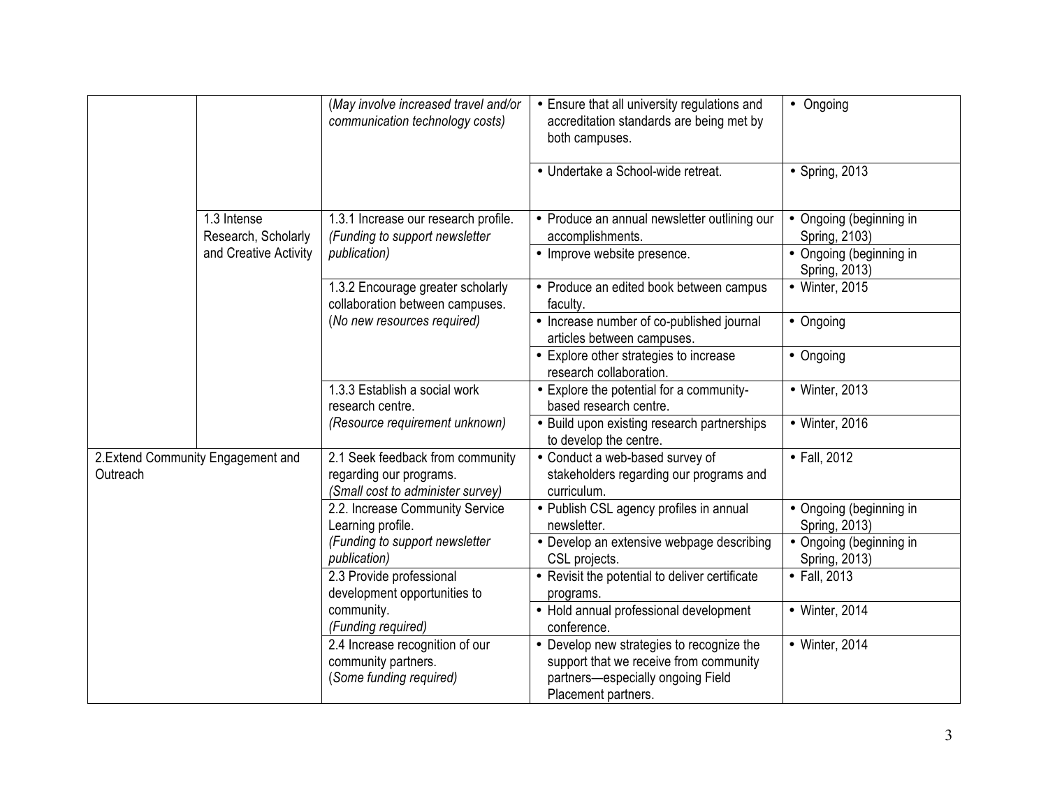| | | | | |
|---|---|---|---|---|
| | | *(May involve increased travel and/or communication technology costs)* | • Ensure that all university regulations and accreditation standards are being met by both campuses. | • Ongoing |
| | | | • Undertake a School-wide retreat. | • Spring, 2013 |
| | 1.3 Intense Research, Scholarly and Creative Activity | 1.3.1 Increase our research profile. *(Funding to support newsletter publication)* | • Produce an annual newsletter outlining our accomplishments. | • Ongoing (beginning in Spring, 2103) |
| | | | • Improve website presence. | • Ongoing (beginning in Spring, 2013) |
| | | 1.3.2 Encourage greater scholarly collaboration between campuses. *(No new resources required)* | • Produce an edited book between campus faculty. | • Winter, 2015 |
| | | | • Increase number of co-published journal articles between campuses. | • Ongoing |
| | | | • Explore other strategies to increase research collaboration. | • Ongoing |
| | | 1.3.3 Establish a social work research centre. *(Resource requirement unknown)* | • Explore the potential for a community-based research centre. | • Winter, 2013 |
| | | | • Build upon existing research partnerships to develop the centre. | • Winter, 2016 |
| 2.Extend Community Engagement and Outreach | | 2.1 Seek feedback from community regarding our programs. *(Small cost to administer survey)* | • Conduct a web-based survey of stakeholders regarding our programs and curriculum. | • Fall, 2012 |
| | | 2.2. Increase Community Service Learning profile. *(Funding to support newsletter publication)* | • Publish CSL agency profiles in annual newsletter. | • Ongoing (beginning in Spring, 2013) |
| | | | • Develop an extensive webpage describing CSL projects. | • Ongoing (beginning in Spring, 2013) |
| | | 2.3 Provide professional development opportunities to community. *(Funding required)* | • Revisit the potential to deliver certificate programs. | • Fall, 2013 |
| | | | • Hold annual professional development conference. | • Winter, 2014 |
| | | 2.4 Increase recognition of our community partners. *(Some funding required)* | • Develop new strategies to recognize the support that we receive from community partners—especially ongoing Field Placement partners. | • Winter, 2014 |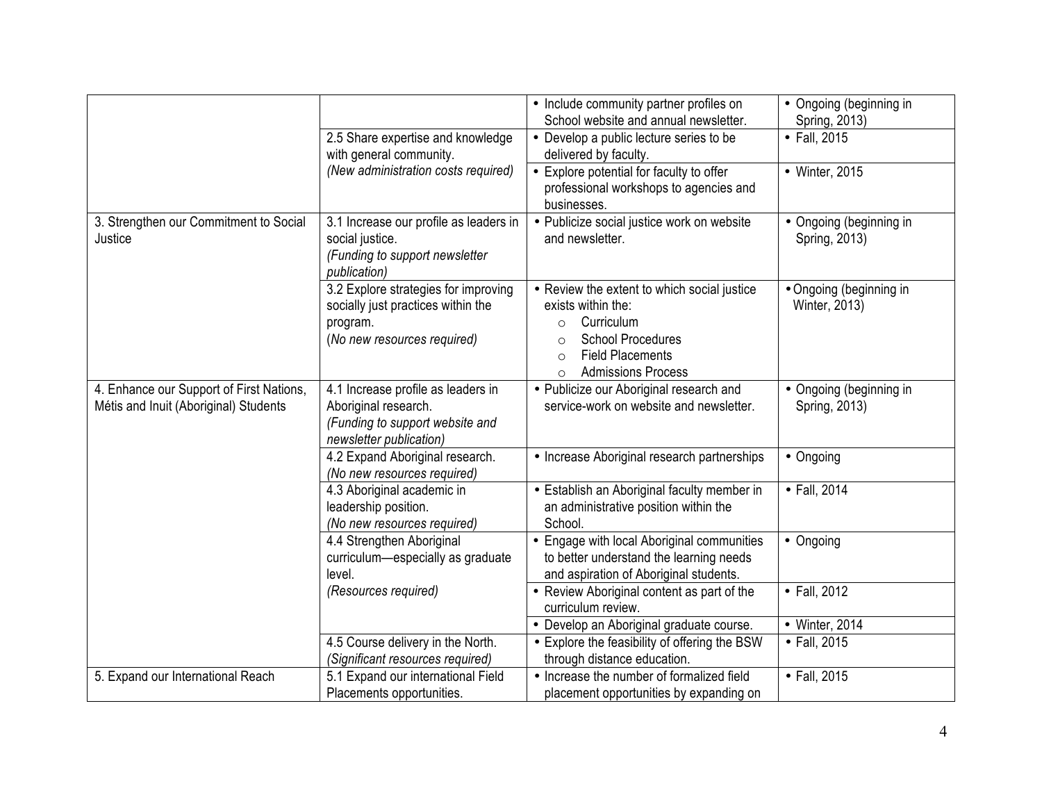| | | | |
|---|---|---|---|
| | | • Include community partner profiles on School website and annual newsletter. | • Ongoing (beginning in Spring, 2013) |
| | 2.5 Share expertise and knowledge with general community. *(New administration costs required)* | • Develop a public lecture series to be delivered by faculty. | • Fall, 2015 |
| | | • Explore potential for faculty to offer professional workshops to agencies and businesses. | • Winter, 2015 |
| 3. Strengthen our Commitment to Social Justice | 3.1 Increase our profile as leaders in social justice. *(Funding to support newsletter publication)* | • Publicize social justice work on website and newsletter. | • Ongoing (beginning in Spring, 2013) |
| | 3.2 Explore strategies for improving socially just practices within the program. (*No new resources required)* | • Review the extent to which social justice exists within the:<br>○ Curriculum<br>○ School Procedures<br>○ Field Placements<br>○ Admissions Process | • Ongoing (beginning in Winter, 2013) |
| 4. Enhance our Support of First Nations, Métis and Inuit (Aboriginal) Students | 4.1 Increase profile as leaders in Aboriginal research. *(Funding to support website and newsletter publication)* | • Publicize our Aboriginal research and service-work on website and newsletter. | • Ongoing (beginning in Spring, 2013) |
| | 4.2 Expand Aboriginal research. *(No new resources required)* | • Increase Aboriginal research partnerships | • Ongoing |
| | 4.3 Aboriginal academic in leadership position. *(No new resources required)* | • Establish an Aboriginal faculty member in an administrative position within the School. | • Fall, 2014 |
| | 4.4 Strengthen Aboriginal curriculum—especially as graduate level. *(Resources required)* | • Engage with local Aboriginal communities to better understand the learning needs and aspiration of Aboriginal students. | • Ongoing |
| | | • Review Aboriginal content as part of the curriculum review. | • Fall, 2012 |
| | | • Develop an Aboriginal graduate course. | • Winter, 2014 |
| | 4.5 Course delivery in the North. *(Significant resources required)* | • Explore the feasibility of offering the BSW through distance education. | • Fall, 2015 |
| 5. Expand our International Reach | 5.1 Expand our international Field Placements opportunities. | • Increase the number of formalized field placement opportunities by expanding on | • Fall, 2015 |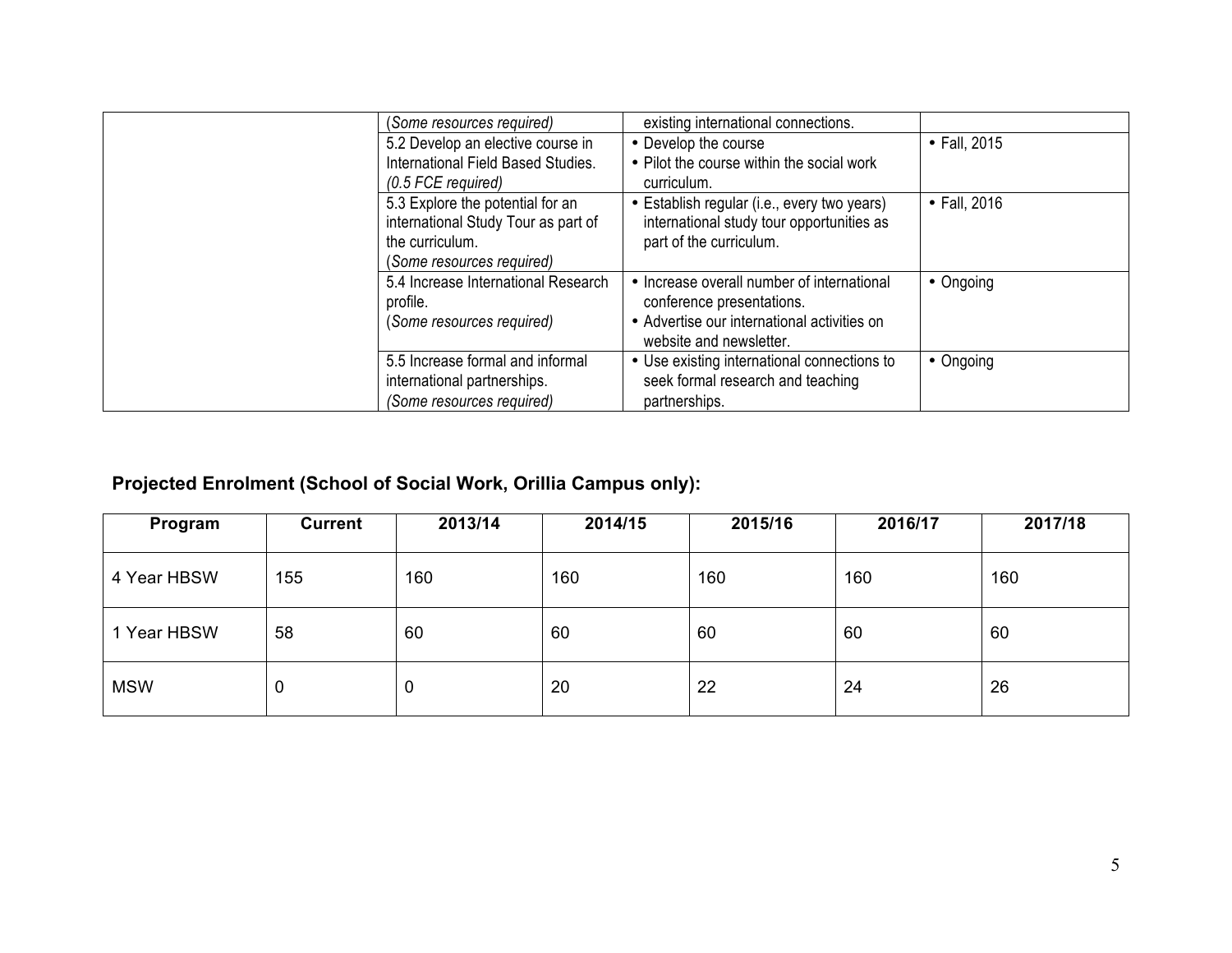| | | | |
|---|---|---|---|
| | (*Some resources required)* | existing international connections. | |
| | 5.2 Develop an elective course in International Field Based Studies. *(0.5 FCE required)* | • Develop the course<br>• Pilot the course within the social work curriculum. | • Fall, 2015 |
| | 5.3 Explore the potential for an international Study Tour as part of the curriculum. (*Some resources required)* | • Establish regular (i.e., every two years) international study tour opportunities as part of the curriculum. | • Fall, 2016 |
| | 5.4 Increase International Research profile. (*Some resources required)* | • Increase overall number of international conference presentations.<br>• Advertise our international activities on website and newsletter. | • Ongoing |
| | 5.5 Increase formal and informal international partnerships. *(Some resources required)* | • Use existing international connections to seek formal research and teaching partnerships. | • Ongoing |

## Projected Enrolment (School of Social Work, Orillia Campus only):

| Program | Current | 2013/14 | 2014/15 | 2015/16 | 2016/17 | 2017/18 |
|---|---|---|---|---|---|---|
| 4 Year HBSW | 155 | 160 | 160 | 160 | 160 | 160 |
| 1 Year HBSW | 58 | 60 | 60 | 60 | 60 | 60 |
| MSW | 0 | 0 | 20 | 22 | 24 | 26 |